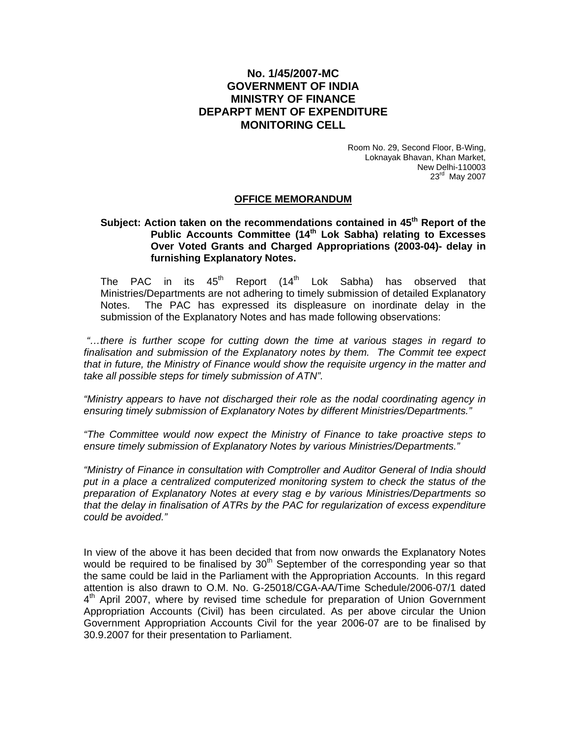**No. 1/45/2007-MC**
**GOVERNMENT OF INDIA**
**MINISTRY OF FINANCE**
**DEPARPT MENT OF EXPENDITURE**
**MONITORING CELL**

Room No. 29, Second Floor, B-Wing,
Loknayak Bhavan, Khan Market,
New Delhi-110003
23rd May 2007

**OFFICE MEMORANDUM**

**Subject: Action taken on the recommendations contained in 45th Report of the Public Accounts Committee (14th Lok Sabha) relating to Excesses Over Voted Grants and Charged Appropriations (2003-04)- delay in furnishing Explanatory Notes.**

The PAC in its 45th Report (14th Lok Sabha) has observed that Ministries/Departments are not adhering to timely submission of detailed Explanatory Notes. The PAC has expressed its displeasure on inordinate delay in the submission of the Explanatory Notes and has made following observations:

*"…there is further scope for cutting down the time at various stages in regard to finalisation and submission of the Explanatory notes by them. The Commit tee expect that in future, the Ministry of Finance would show the requisite urgency in the matter and take all possible steps for timely submission of ATN".*

*"Ministry appears to have not discharged their role as the nodal coordinating agency in ensuring timely submission of Explanatory Notes by different Ministries/Departments."*

*"The Committee would now expect the Ministry of Finance to take proactive steps to ensure timely submission of Explanatory Notes by various Ministries/Departments."*

*"Ministry of Finance in consultation with Comptroller and Auditor General of India should put in a place a centralized computerized monitoring system to check the status of the preparation of Explanatory Notes at every stag e by various Ministries/Departments so that the delay in finalisation of ATRs by the PAC for regularization of excess expenditure could be avoided."*

In view of the above it has been decided that from now onwards the Explanatory Notes would be required to be finalised by 30th September of the corresponding year so that the same could be laid in the Parliament with the Appropriation Accounts. In this regard attention is also drawn to O.M. No. G-25018/CGA-AA/Time Schedule/2006-07/1 dated 4th April 2007, where by revised time schedule for preparation of Union Government Appropriation Accounts (Civil) has been circulated. As per above circular the Union Government Appropriation Accounts Civil for the year 2006-07 are to be finalised by 30.9.2007 for their presentation to Parliament.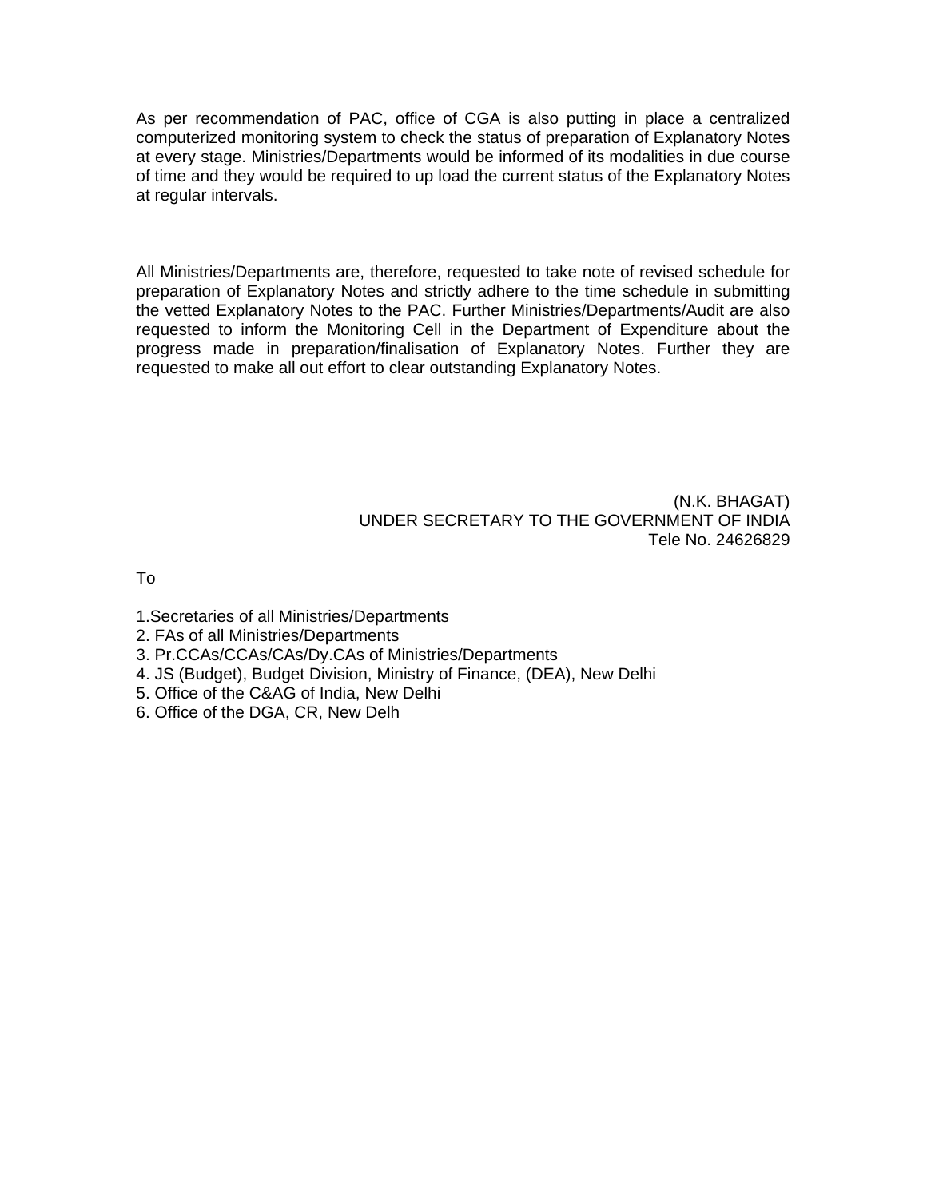As per recommendation of PAC, office of CGA is also putting in place a centralized computerized monitoring system to check the status of preparation of Explanatory Notes at every stage. Ministries/Departments would be informed of its modalities in due course of time and they would be required to up load the current status of the Explanatory Notes at regular intervals.

All Ministries/Departments are, therefore, requested to take note of revised schedule for preparation of Explanatory Notes and strictly adhere to the time schedule in submitting the vetted Explanatory Notes to the PAC. Further Ministries/Departments/Audit are also requested to inform the Monitoring Cell in the Department of Expenditure about the progress made in preparation/finalisation of Explanatory Notes. Further they are requested to make all out effort to clear outstanding Explanatory Notes.

(N.K. BHAGAT)
UNDER SECRETARY TO THE GOVERNMENT OF INDIA
Tele No. 24626829

To

1.Secretaries of all Ministries/Departments
2. FAs of all Ministries/Departments
3. Pr.CCAs/CCAs/CAs/Dy.CAs of Ministries/Departments
4. JS (Budget), Budget Division, Ministry of Finance, (DEA), New Delhi
5. Office of the C&AG of India, New Delhi
6. Office of the DGA, CR, New Delh